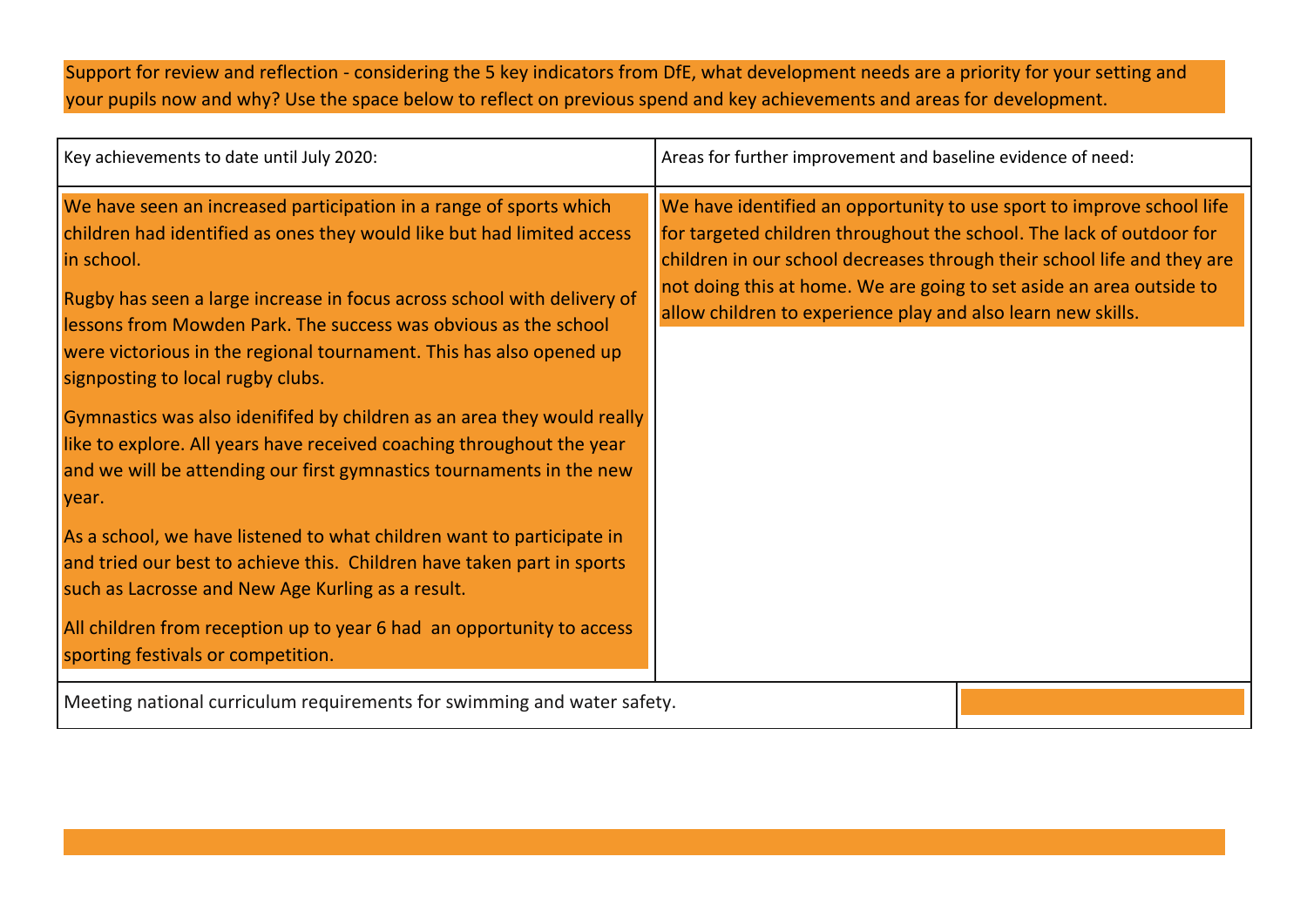Support for review and reflection - considering the 5 key indicators from DfE, what development needs are a priority for your setting and your pupils now and why? Use the space below to reflect on previous spend and key achievements and areas for development.

| Key achievements to date until July 2020: | Areas for further improvement and baseline evidence of need: |
| --- | --- |
| We have seen an increased participation in a range of sports which children had identified as ones they would like but had limited access in school.<br><br>Rugby has seen a large increase in focus across school with delivery of lessons from Mowden Park. The success was obvious as the school were victorious in the regional tournament. This has also opened up signposting to local rugby clubs.<br><br>Gymnastics was also idenififed by children as an area they would really like to explore. All years have received coaching throughout the year and we will be attending our first gymnastics tournaments in the new year.<br><br>As a school, we have listened to what children want to participate in and tried our best to achieve this. Children have taken part in sports such as Lacrosse and New Age Kurling as a result.<br><br>All children from reception up to year 6 had an opportunity to access sporting festivals or competition. | We have identified an opportunity to use sport to improve school life for targeted children throughout the school. The lack of outdoor for children in our school decreases through their school life and they are not doing this at home. We are going to set aside an area outside to allow children to experience play and also learn new skills. |

| Meeting national curriculum requirements for swimming and water safety. | |
| --- | --- |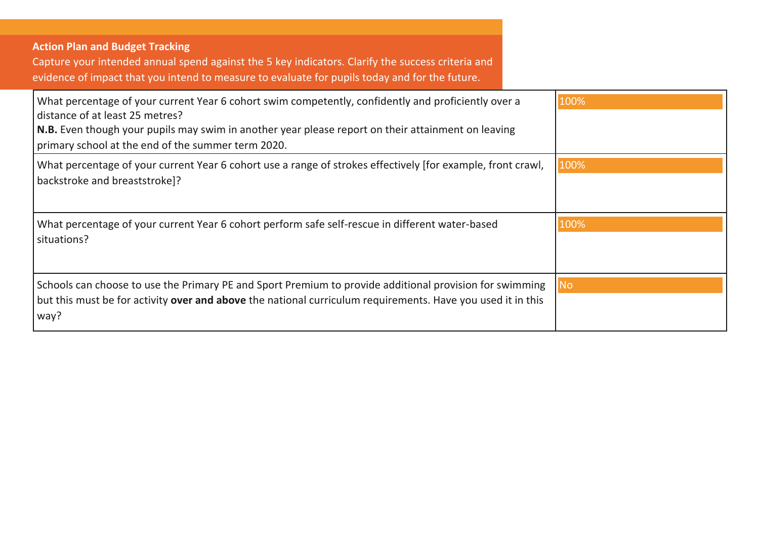**Action Plan and Budget Tracking**

Capture your intended annual spend against the 5 key indicators. Clarify the success criteria and evidence of impact that you intend to measure to evaluate for pupils today and for the future.

| | |
|---|---|
| What percentage of your current Year 6 cohort swim competently, confidently and proficiently over a distance of at least 25 metres?<br>**N.B.** Even though your pupils may swim in another year please report on their attainment on leaving primary school at the end of the summer term 2020. | 100% |
| What percentage of your current Year 6 cohort use a range of strokes effectively [for example, front crawl, backstroke and breaststroke]? | 100% |
| What percentage of your current Year 6 cohort perform safe self-rescue in different water-based situations? | 100% |
| Schools can choose to use the Primary PE and Sport Premium to provide additional provision for swimming but this must be for activity **over and above** the national curriculum requirements. Have you used it in this way? | No |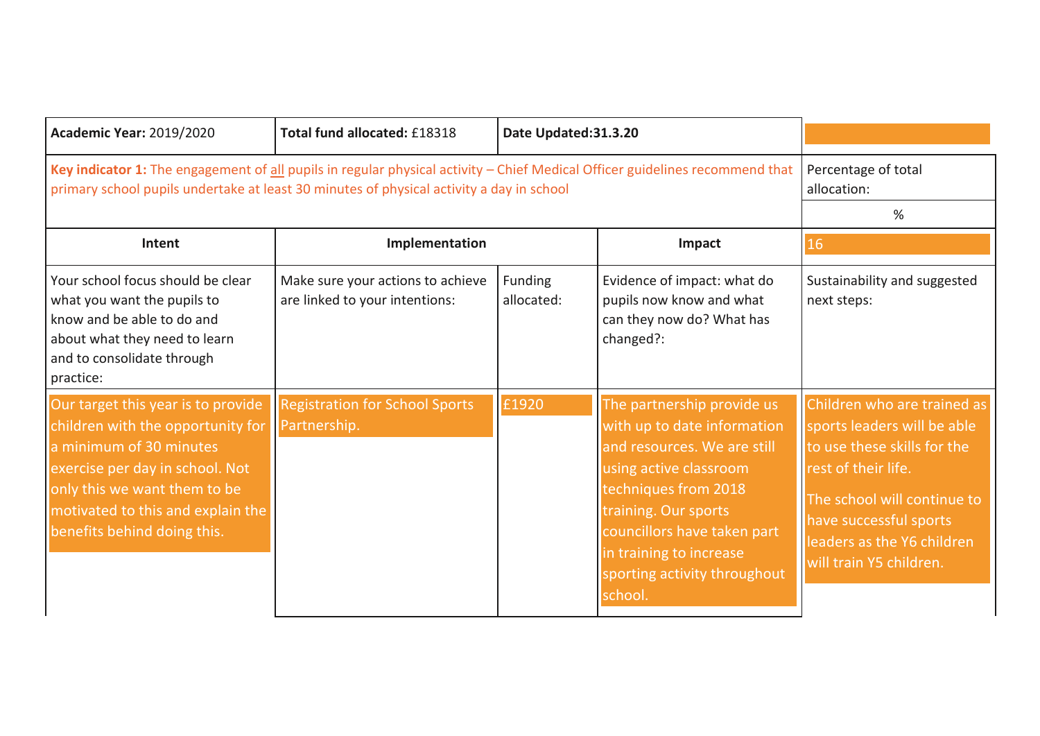| **Academic Year:** 2019/2020 | **Total fund allocated:** £18318 | **Date Updated:31.3.20** | | |
|---|---|---|---|---|
| **Key indicator 1:** The engagement of <u>all</u> pupils in regular physical activity – Chief Medical Officer guidelines recommend that primary school pupils undertake at least 30 minutes of physical activity a day in school | | | | Percentage of total allocation: |
| | | | | % |
| **Intent** | **Implementation** | | **Impact** | 16 |
| Your school focus should be clear what you want the pupils to know and be able to do and about what they need to learn and to consolidate through practice: | Make sure your actions to achieve are linked to your intentions: | Funding allocated: | Evidence of impact: what do pupils now know and what can they now do? What has changed?: | Sustainability and suggested next steps: |
| Our target this year is to provide children with the opportunity for a minimum of 30 minutes exercise per day in school. Not only this we want them to be motivated to this and explain the benefits behind doing this. | Registration for School Sports Partnership. | £1920 | The partnership provide us with up to date information and resources. We are still using active classroom techniques from 2018 training. Our sports councillors have taken part in training to increase sporting activity throughout school. | Children who are trained as sports leaders will be able to use these skills for the rest of their life.<br><br>The school will continue to have successful sports leaders as the Y6 children will train Y5 children. |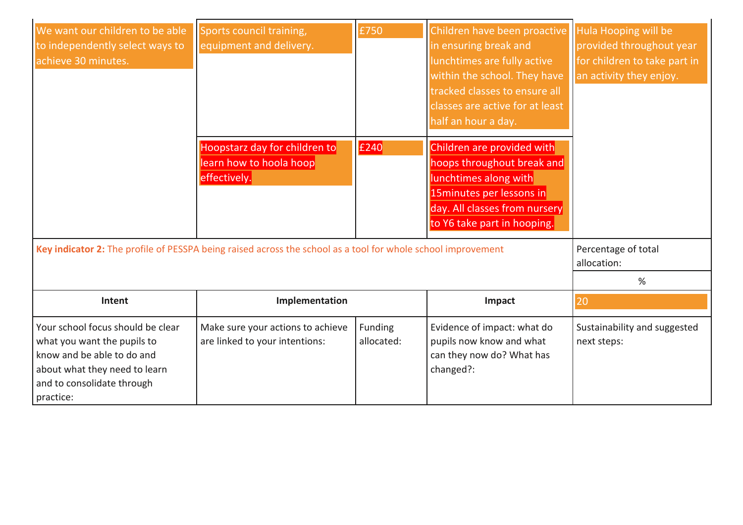| | | | | |
|---|---|---|---|---|
| We want our children to be able to independently select ways to achieve 30 minutes. | Sports council training, equipment and delivery. | £750 | Children have been proactive in ensuring break and lunchtimes are fully active within the school. They have tracked classes to ensure all classes are active for at least half an hour a day. | Hula Hooping will be provided throughout year for children to take part in an activity they enjoy. |
| | Hoopstarz day for children to learn how to hoola hoop effectively. | £240 | Children are provided with hoops throughout break and lunchtimes along with 15minutes per lessons in day. All classes from nursery to Y6 take part in hooping. | |

| | | | | |
|---|---|---|---|---|
| **Key indicator 2:** The profile of PESSPA being raised across the school as a tool for whole school improvement | | | | Percentage of total allocation: |
| | | | | % |
| **Intent** | **Implementation** | | **Impact** | 20 |
| Your school focus should be clear what you want the pupils to know and be able to do and about what they need to learn and to consolidate through practice: | Make sure your actions to achieve are linked to your intentions: | Funding allocated: | Evidence of impact: what do pupils now know and what can they now do? What has changed?: | Sustainability and suggested next steps: |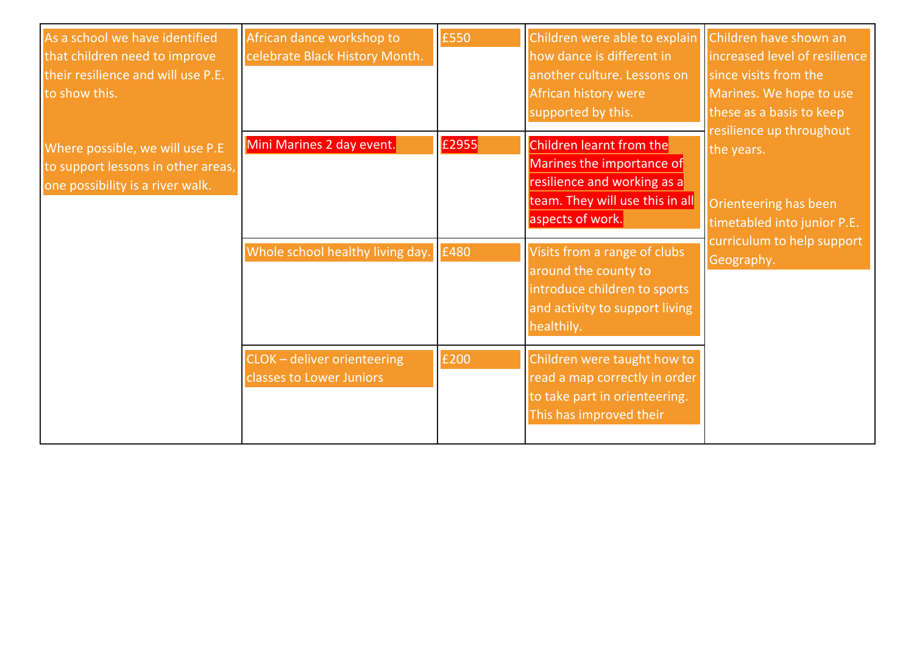| | | | | |
|---|---|---|---|---|
| As a school we have identified that children need to improve their resilience and will use P.E. to show this.<br><br>Where possible, we will use P.E to support lessons in other areas, one possibility is a river walk. | African dance workshop to celebrate Black History Month. | £550 | Children were able to explain how dance is different in another culture. Lessons on African history were supported by this. | Children have shown an increased level of resilience since visits from the Marines. We hope to use these as a basis to keep resilience up throughout the years.<br><br>Orienteering has been timetabled into junior P.E. curriculum to help support Geography. |
| | Mini Marines 2 day event. | £2955 | Children learnt from the Marines the importance of resilience and working as a team. They will use this in all aspects of work. | |
| | Whole school healthy living day. | £480 | Visits from a range of clubs around the county to introduce children to sports and activity to support living healthily. | |
| | CLOK – deliver orienteering classes to Lower Juniors | £200 | Children were taught how to read a map correctly in order to take part in orienteering. This has improved their | |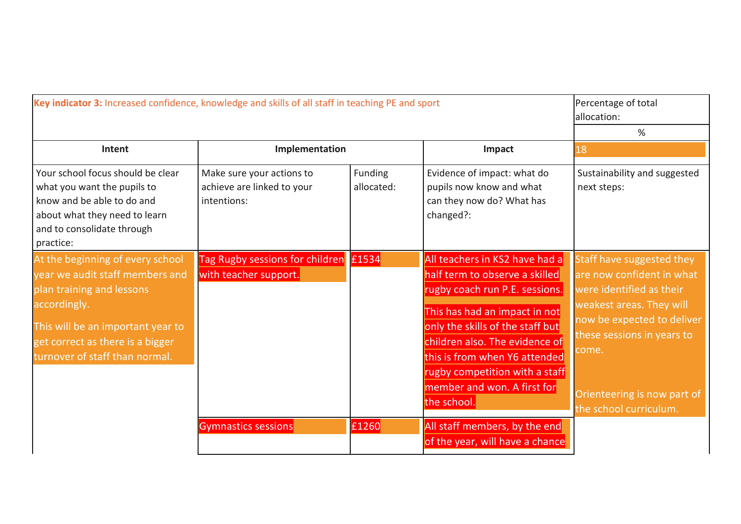| **Key indicator 3:** Increased confidence, knowledge and skills of all staff in teaching PE and sport | | | | Percentage of total allocation: |
|---|---|---|---|---|
| | | | | % |
| **Intent** | **Implementation** | | **Impact** | 18 |
| Your school focus should be clear what you want the pupils to know and be able to do and about what they need to learn and to consolidate through practice: | Make sure your actions to achieve are linked to your intentions: | Funding allocated: | Evidence of impact: what do pupils now know and what can they now do? What has changed?: | Sustainability and suggested next steps: |
| At the beginning of every school year we audit staff members and plan training and lessons accordingly.<br><br>This will be an important year to get correct as there is a bigger turnover of staff than normal. | Tag Rugby sessions for children with teacher support. | £1534 | All teachers in KS2 have had a half term to observe a skilled rugby coach run P.E. sessions.<br><br>This has had an impact in not only the skills of the staff but children also. The evidence of this is from when Y6 attended rugby competition with a staff member and won. A first for the school. | Staff have suggested they are now confident in what were identified as their weakest areas. They will now be expected to deliver these sessions in years to come.<br><br>Orienteering is now part of the school curriculum. |
| | Gymnastics sessions | £1260 | All staff members, by the end of the year, will have a chance | |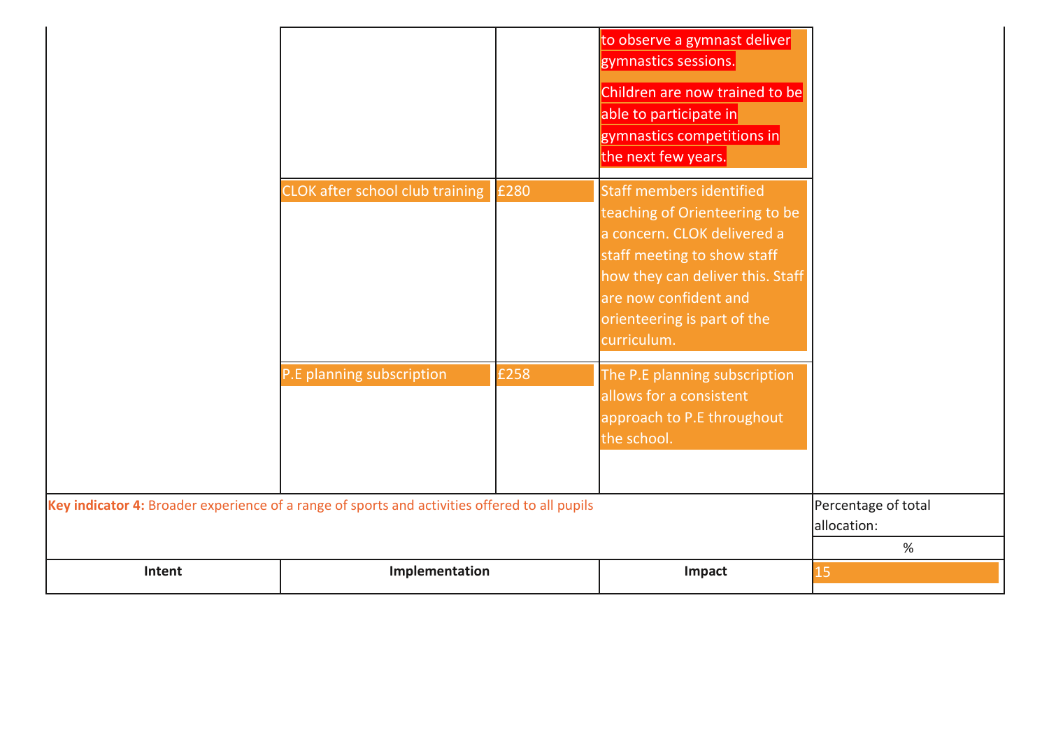| Intent | Implementation | | Impact | |
|---|---|---|---|---|
| | | | to observe a gymnast deliver gymnastics sessions.<br><br>Children are now trained to be able to participate in gymnastics competitions in the next few years. | |
| | CLOK after school club training | £280 | Staff members identified teaching of Orienteering to be a concern. CLOK delivered a staff meeting to show staff how they can deliver this. Staff are now confident and orienteering is part of the curriculum. | |
| | P.E planning subscription | £258 | The P.E planning subscription allows for a consistent approach to P.E throughout the school. | |

| **Key indicator 4:** Broader experience of a range of sports and activities offered to all pupils | | | Percentage of total allocation: |
|---|---|---|---|
| | | | % |
| **Intent** | **Implementation** | **Impact** | 15 |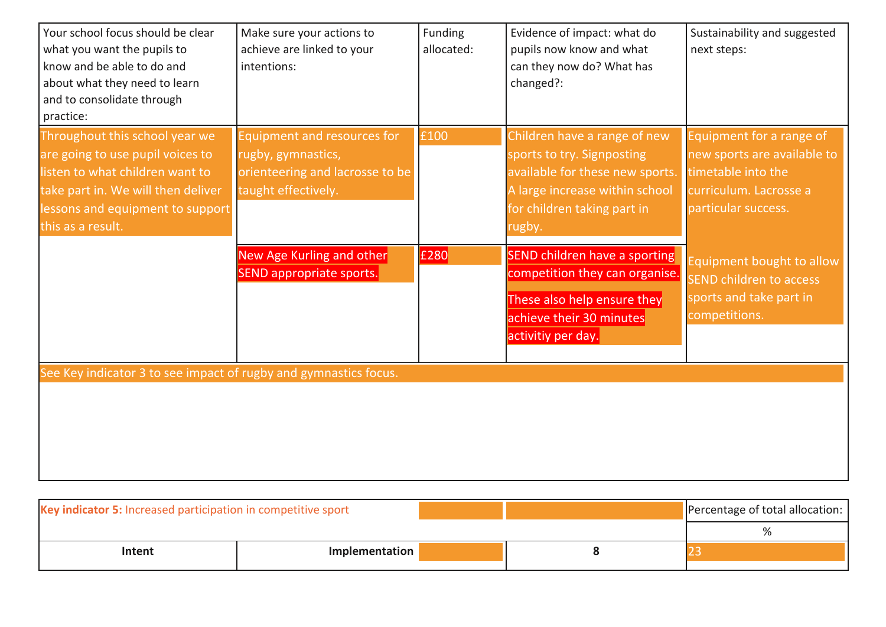| Your school focus should be clear what you want the pupils to know and be able to do and about what they need to learn and to consolidate through practice: | Make sure your actions to achieve are linked to your intentions: | Funding allocated: | Evidence of impact: what do pupils now know and what can they now do? What has changed?: | Sustainability and suggested next steps: |
|---|---|---|---|---|
| Throughout this school year we are going to use pupil voices to listen to what children want to take part in. We will then deliver lessons and equipment to support this as a result. | Equipment and resources for rugby, gymnastics, orienteering and lacrosse to be taught effectively. | £100 | Children have a range of new sports to try. Signposting available for these new sports. A large increase within school for children taking part in rugby. | Equipment for a range of new sports are available to timetable into the curriculum. Lacrosse a particular success. |
| | New Age Kurling and other SEND appropriate sports. | £280 | SEND children have a sporting competition they can organise. These also help ensure they achieve their 30 minutes activitiy per day. | Equipment bought to allow SEND children to access sports and take part in competitions. |
| See Key indicator 3 to see impact of rugby and gymnastics focus. | | | | |

| **Key indicator 5:** Increased participation in competitive sport | | | | Percentage of total allocation: |
|---|---|---|---|---|
| | | | | % |
| **Intent** | **Implementation** | | 8 | 23 |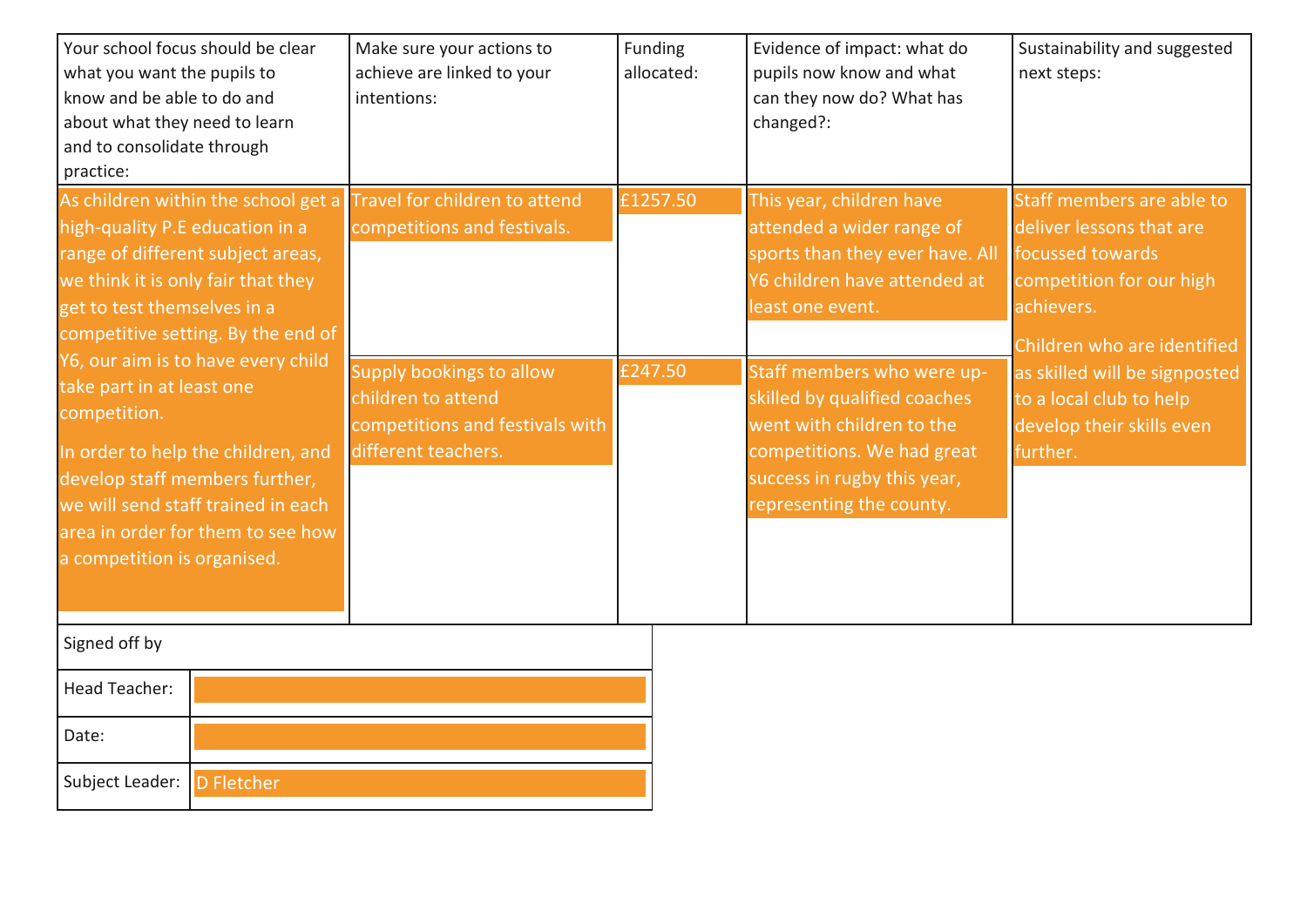| Your school focus should be clear what you want the pupils to know and be able to do and about what they need to learn and to consolidate through practice: | Make sure your actions to achieve are linked to your intentions: | Funding allocated: | Evidence of impact: what do pupils now know and what can they now do? What has changed?: | Sustainability and suggested next steps: |
|---|---|---|---|---|
| As children within the school get a high-quality P.E education in a range of different subject areas, we think it is only fair that they get to test themselves in a competitive setting. By the end of Y6, our aim is to have every child take part in at least one competition.<br><br>In order to help the children, and develop staff members further, we will send staff trained in each area in order for them to see how a competition is organised. | Travel for children to attend competitions and festivals. | £1257.50 | This year, children have attended a wider range of sports than they ever have. All Y6 children have attended at least one event. | Staff members are able to deliver lessons that are focussed towards competition for our high achievers.<br><br>Children who are identified as skilled will be signposted to a local club to help develop their skills even further. |
| | Supply bookings to allow children to attend competitions and festivals with different teachers. | £247.50 | Staff members who were up-skilled by qualified coaches went with children to the competitions. We had great success in rugby this year, representing the county. | |

| Signed off by | |
|---|---|
| Head Teacher: | |
| Date: | |
| Subject Leader: | D Fletcher |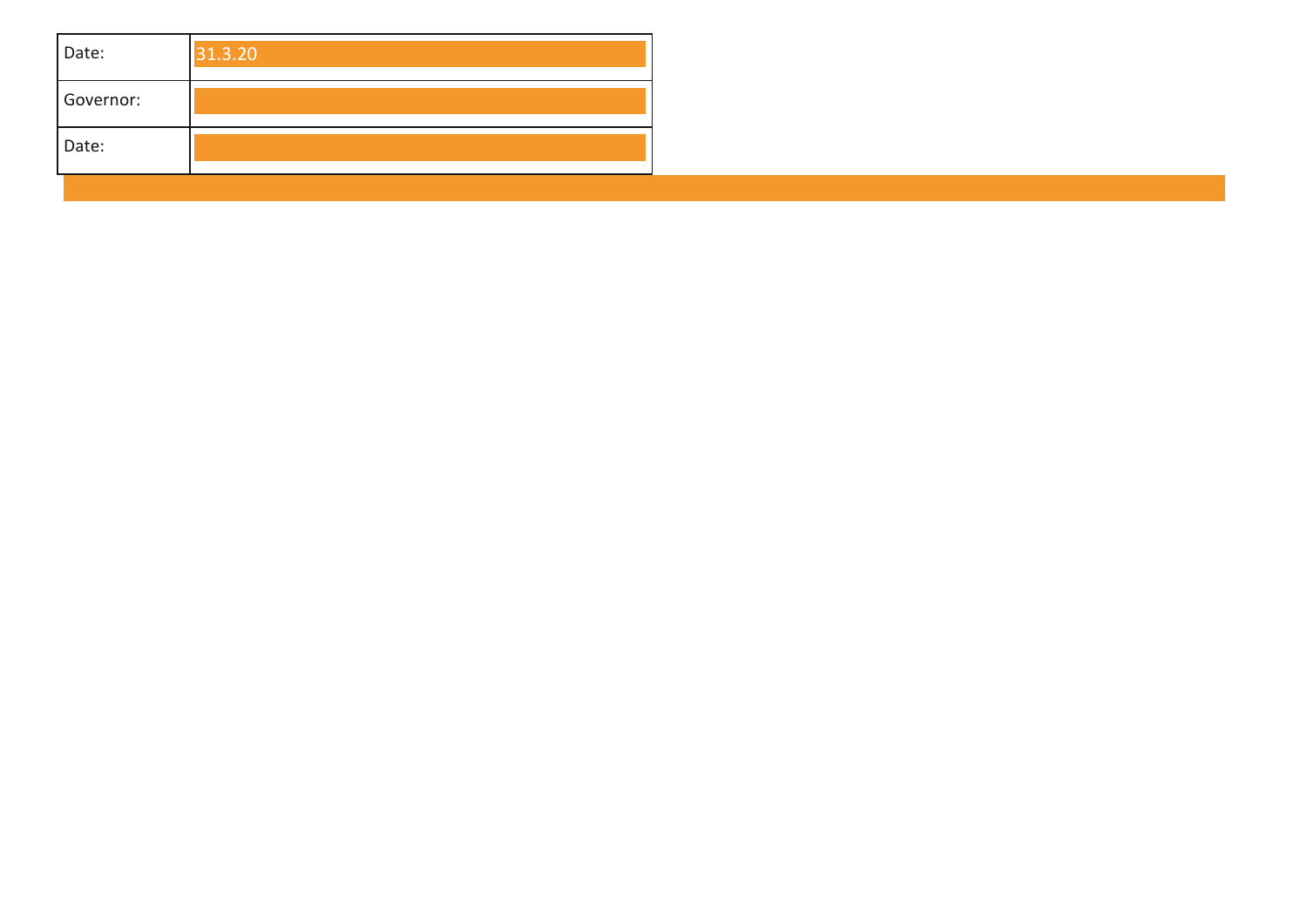| | |
|---|---|
| Date: | 31.3.20 |
| Governor: | |
| Date: | |